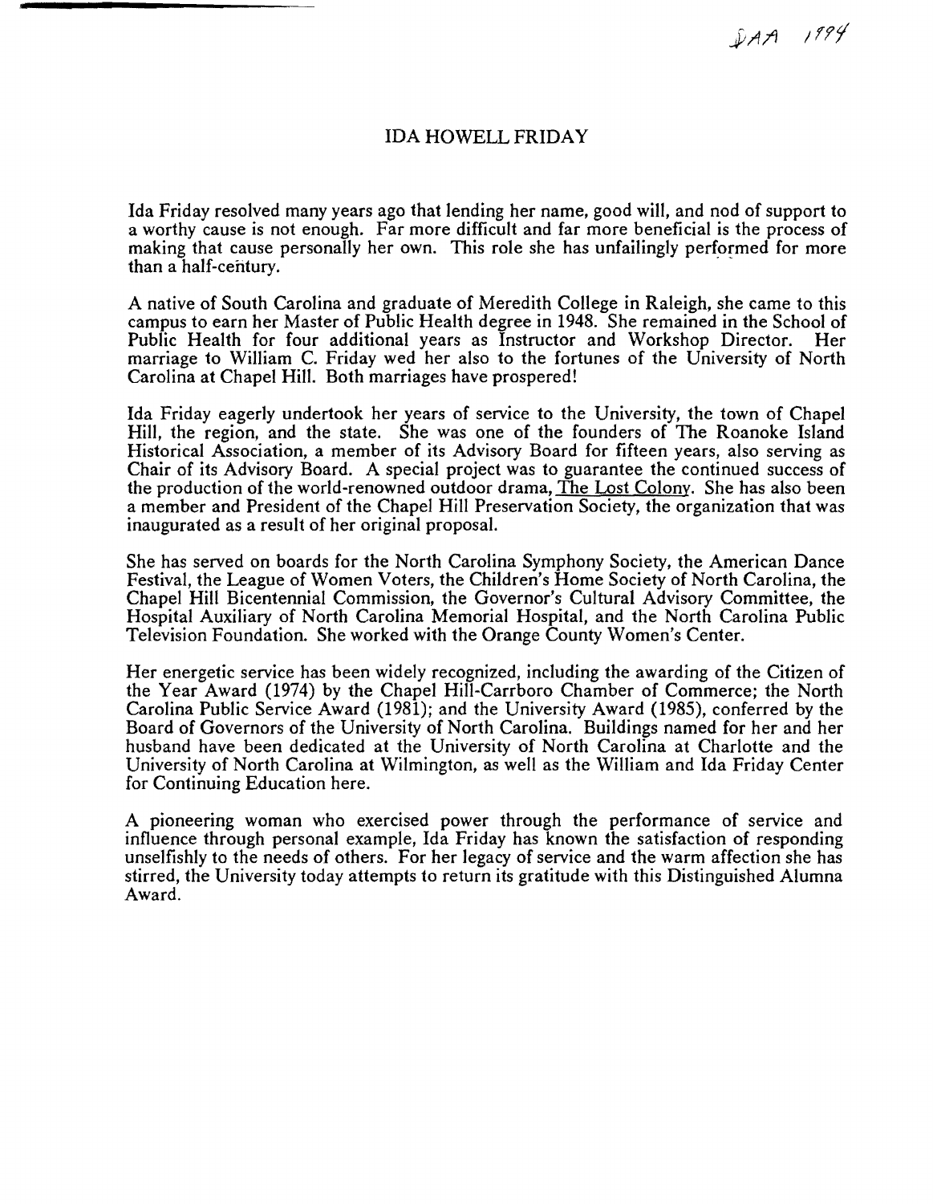DAA 1994

# IDA HOWELL FRIDAY

Ida Friday resolved many years ago that lending her name, good will, and nod of support to a worthy cause is not enough. Far more difficult and far more beneficial is the process of making that cause personally her own. This role she has unfailingly performed for more than a half-century.

A native of South Carolina and graduate of Meredith College in Raleigh, she came to this campus to earn her Master of Public Health degree in 1948. She remained in the School of Public Health for four additional years as Instructor and Workshop Director. Her marriage to William C. Friday wed her also to the fortunes of the University of North Carolina at Chapel Hill. Both marriages have prospered!

Ida Friday eagerly undertook her years of service to the University, the town of Chapel Hill, the region, and the state. She was one of the founders of The Roanoke Island Historical Association, a member of its Advisory Board for fifteen years, also serving as Chair of its Advisory Board. A special project was to guarantee the continued success of the production of the world-renowned outdoor drama, The Lost Colony. She has also been a member and President of the Chapel Hill Preservation Society, the organization that was inaugurated as a result of her original proposal.

She has served on boards for the North Carolina Symphony Society, the American Dance Festival, the League of Women Voters, the Children's Home Society of North Carolina, the Chapel Hill Bicentennial Commission, the Governor's Cultural Advisory Committee, the Hospital Auxiliary of North Carolina Memorial Hospital, and the North Carolina Public Television Foundation. She worked with the Orange County Women's Center.

Her energetic service has been widely recognized, including the awarding of the Citizen of the Year Award (1974) by the Chapel Hill-Carrboro Chamber of Commerce; the North Carolina Public Service Award (1981); and the University Award (1985), conferred by the Board of Governors of the University of North Carolina. Buildings named for her and her husband have been dedicated at the University of North Carolina at Charlotte and the University of North Carolina at Wilmington, as well as the William and Ida Friday Center for Continuing Education here.

A pioneering woman who exercised power through the performance of service and influence through personal example, Ida Friday has known the satisfaction of responding unselfishly to the needs of others. For her legacy of service and the warm affection she has stirred, the University today attempts to return its gratitude with this Distinguished Alumna Award.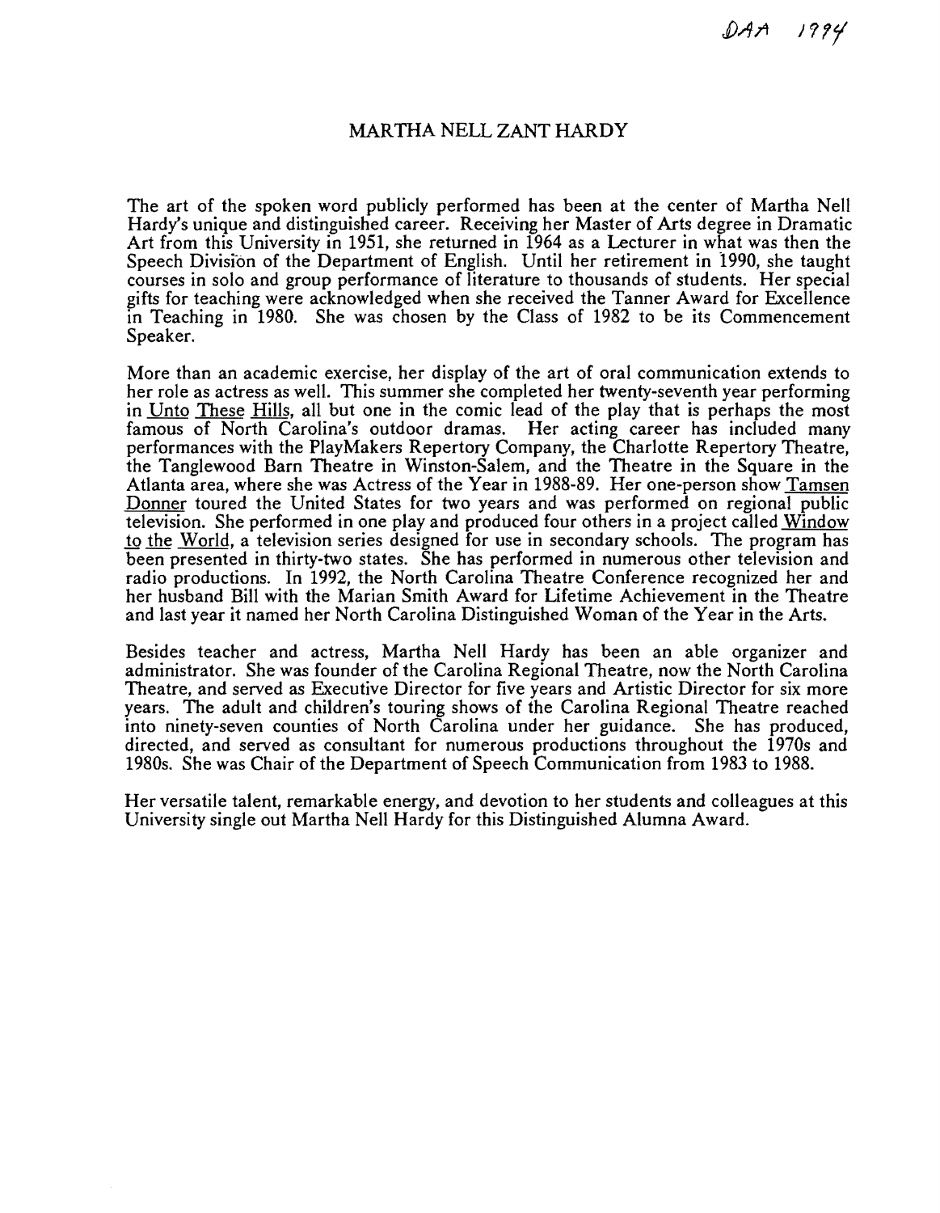DAA 1994

# MARTHA NELL ZANT HARDY

The art of the spoken word publicly performed has been at the center of Martha Nell Hardy's unique and distinguished career. Receiving her Master of Arts degree in Dramatic Art from this University in 1951, she returned in 1964 as a Lecturer in what was then the Speech Division of the Department of English. Until her retirement in 1990, she taught courses in solo and group performance of literature to thousands of students. Her special gifts for teaching were acknowledged when she received the Tanner Award for Excellence in Teaching in 1980. She was chosen by the Class of 1982 to be its Commencement Speaker.

More than an academic exercise, her display of the art of oral communication extends to her role as actress as well. This summer she completed her twenty-seventh year performing in Unto These Hills, all but one in the comic lead of the play that is perhaps the most famous of North Carolina's outdoor dramas. Her acting career has included many performances with the PlayMakers Repertory Company, the Charlotte Repertory Theatre, the Tanglewood Barn Theatre in Winston-Salem, and the Theatre in the Square in the Atlanta area, where she was Actress of the Year in 1988-89. Her one-person show Tamsen Donner toured the United States for two years and was performed on regional public television. She performed in one play and produced four others in a project called Window to the World, a television series designed for use in secondary schools. The program has been presented in thirty-two states. She has performed in numerous other television and radio productions. In 1992, the North Carolina Theatre Conference recognized her and her husband Bill with the Marian Smith Award for Lifetime Achievement in the Theatre and last year it named her North Carolina Distinguished Woman of the Year in the Arts.

Besides teacher and actress, Martha Nell Hardy has been an able organizer and administrator. She was founder of the Carolina Regional Theatre, now the North Carolina Theatre, and served as Executive Director for five years and Artistic Director for six more years. The adult and children's touring shows of the Carolina Regional Theatre reached into ninety-seven counties of North Carolina under her guidance. She has produced, directed, and served as consultant for numerous productions throughout the 1970s and 1980s. She was Chair of the Department of Speech Communication from 1983 to 1988.

Her versatile talent, remarkable energy, and devotion to her students and colleagues at this University single out Martha Nell Hardy for this Distinguished Alumna Award.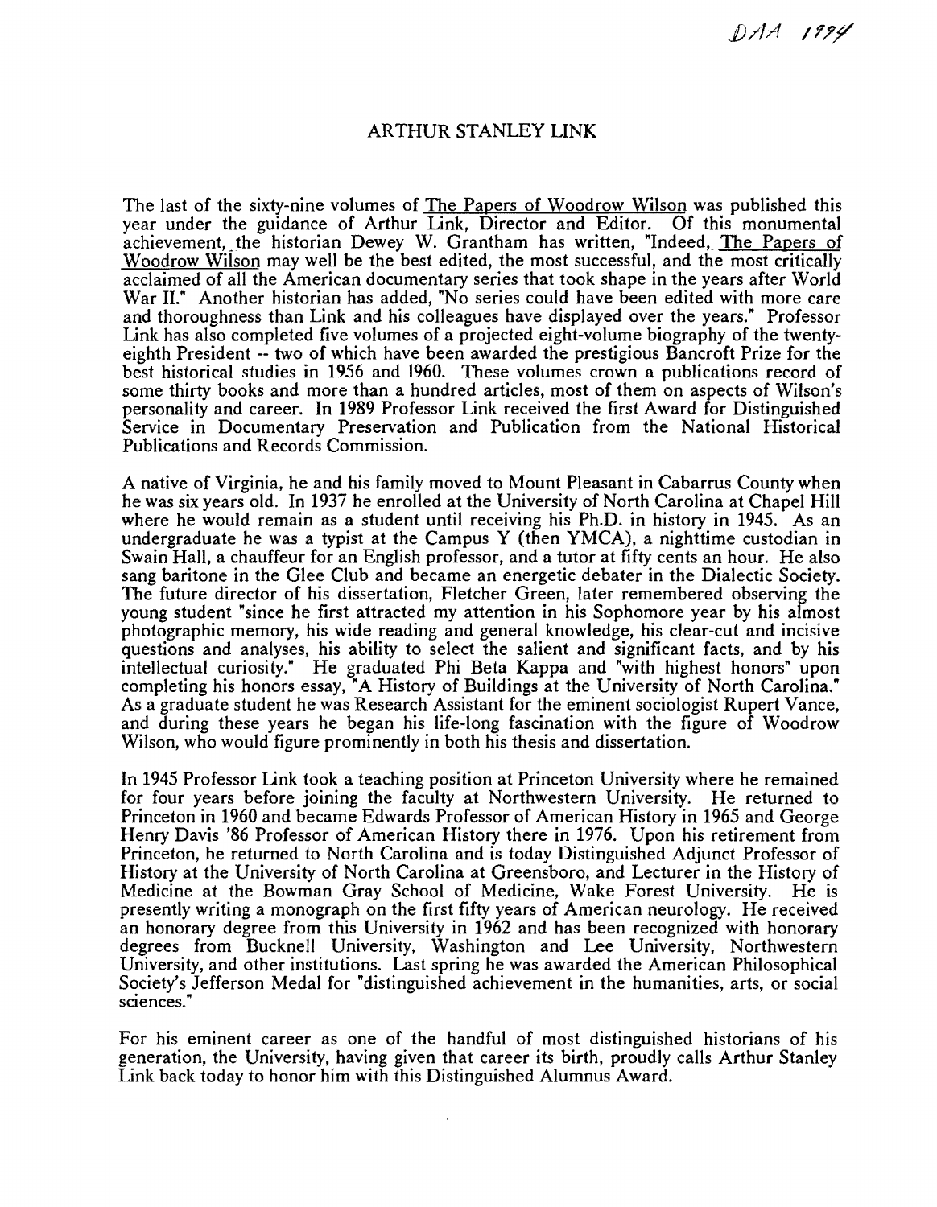DAA 1994

# ARTHUR STANLEY LINK

The last of the sixty-nine volumes of The Papers of Woodrow Wilson was published this year under the guidance of Arthur Link, Director and Editor. Of this monumental achievement, the historian Dewey W. Grantham has written, "Indeed, The Papers of Woodrow Wilson may well be the best edited, the most successful, and the most critically acclaimed of all the American documentary series that took shape in the years after World War II." Another historian has added, "No series could have been edited with more care and thoroughness than Link and his colleagues have displayed over the years." Professor Link has also completed five volumes of a projected eight-volume biography of the twenty-eighth President -- two of which have been awarded the prestigious Bancroft Prize for the best historical studies in 1956 and 1960. These volumes crown a publications record of some thirty books and more than a hundred articles, most of them on aspects of Wilson's personality and career. In 1989 Professor Link received the first Award for Distinguished Service in Documentary Preservation and Publication from the National Historical Publications and Records Commission.

A native of Virginia, he and his family moved to Mount Pleasant in Cabarrus County when he was six years old. In 1937 he enrolled at the University of North Carolina at Chapel Hill where he would remain as a student until receiving his Ph.D. in history in 1945. As an undergraduate he was a typist at the Campus Y (then YMCA), a nighttime custodian in Swain Hall, a chauffeur for an English professor, and a tutor at fifty cents an hour. He also sang baritone in the Glee Club and became an energetic debater in the Dialectic Society. The future director of his dissertation, Fletcher Green, later remembered observing the young student "since he first attracted my attention in his Sophomore year by his almost photographic memory, his wide reading and general knowledge, his clear-cut and incisive questions and analyses, his ability to select the salient and significant facts, and by his intellectual curiosity." He graduated Phi Beta Kappa and "with highest honors" upon completing his honors essay, "A History of Buildings at the University of North Carolina." As a graduate student he was Research Assistant for the eminent sociologist Rupert Vance, and during these years he began his life-long fascination with the figure of Woodrow Wilson, who would figure prominently in both his thesis and dissertation.

In 1945 Professor Link took a teaching position at Princeton University where he remained for four years before joining the faculty at Northwestern University. He returned to Princeton in 1960 and became Edwards Professor of American History in 1965 and George Henry Davis '86 Professor of American History there in 1976. Upon his retirement from Princeton, he returned to North Carolina and is today Distinguished Adjunct Professor of History at the University of North Carolina at Greensboro, and Lecturer in the History of Medicine at the Bowman Gray School of Medicine, Wake Forest University. He is presently writing a monograph on the first fifty years of American neurology. He received an honorary degree from this University in 1962 and has been recognized with honorary degrees from Bucknell University, Washington and Lee University, Northwestern University, and other institutions. Last spring he was awarded the American Philosophical Society's Jefferson Medal for "distinguished achievement in the humanities, arts, or social sciences."

For his eminent career as one of the handful of most distinguished historians of his generation, the University, having given that career its birth, proudly calls Arthur Stanley Link back today to honor him with this Distinguished Alumnus Award.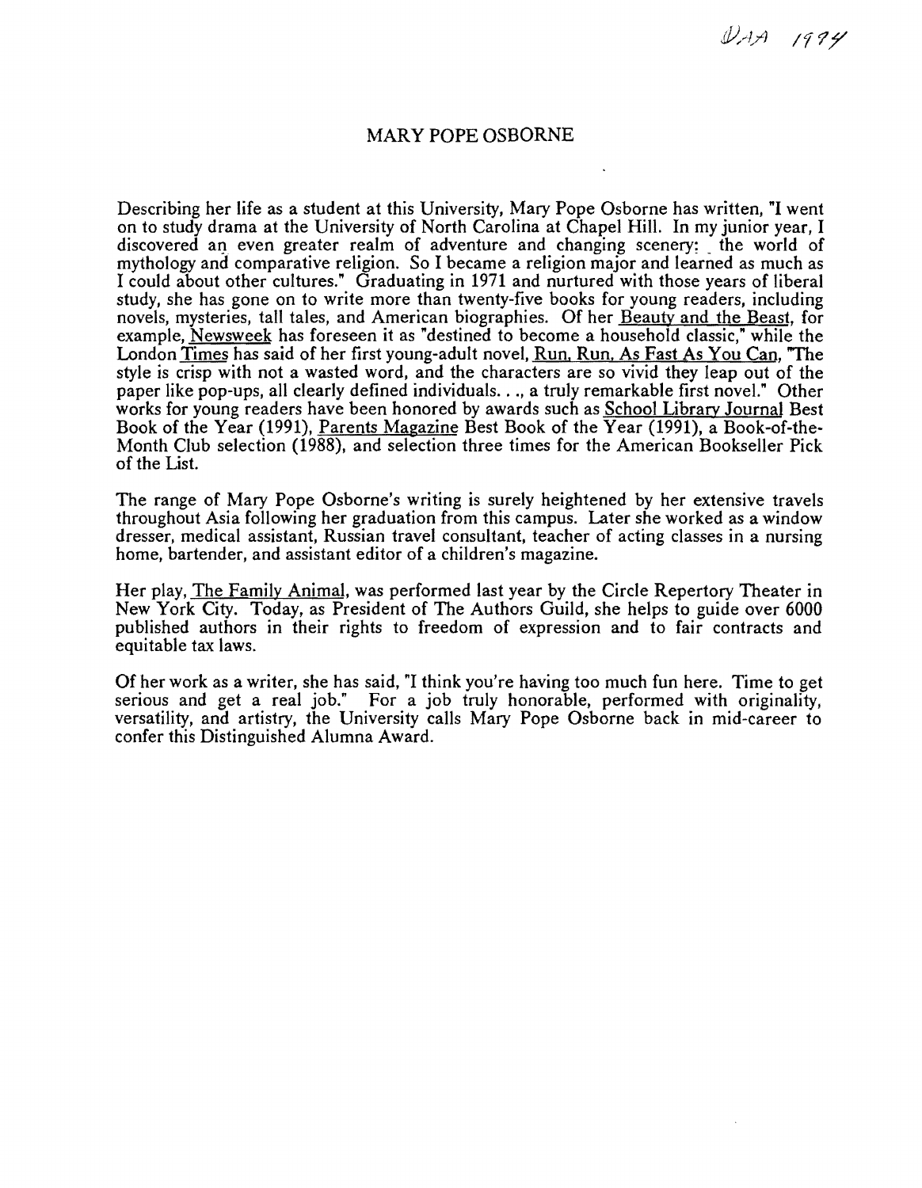DAA 1994

# MARY POPE OSBORNE

Describing her life as a student at this University, Mary Pope Osborne has written, "I went on to study drama at the University of North Carolina at Chapel Hill. In my junior year, I discovered an even greater realm of adventure and changing scenery: the world of mythology and comparative religion. So I became a religion major and learned as much as I could about other cultures." Graduating in 1971 and nurtured with those years of liberal study, she has gone on to write more than twenty-five books for young readers, including novels, mysteries, tall tales, and American biographies. Of her Beauty and the Beast, for example, Newsweek has foreseen it as "destined to become a household classic," while the London Times has said of her first young-adult novel, Run, Run, As Fast As You Can, "The style is crisp with not a wasted word, and the characters are so vivid they leap out of the paper like pop-ups, all clearly defined individuals. . ., a truly remarkable first novel." Other works for young readers have been honored by awards such as School Library Journal Best Book of the Year (1991), Parents Magazine Best Book of the Year (1991), a Book-of-the-Month Club selection (1988), and selection three times for the American Bookseller Pick of the List.

The range of Mary Pope Osborne's writing is surely heightened by her extensive travels throughout Asia following her graduation from this campus. Later she worked as a window dresser, medical assistant, Russian travel consultant, teacher of acting classes in a nursing home, bartender, and assistant editor of a children's magazine.

Her play, The Family Animal, was performed last year by the Circle Repertory Theater in New York City. Today, as President of The Authors Guild, she helps to guide over 6000 published authors in their rights to freedom of expression and to fair contracts and equitable tax laws.

Of her work as a writer, she has said, "I think you're having too much fun here. Time to get serious and get a real job." For a job truly honorable, performed with originality, versatility, and artistry, the University calls Mary Pope Osborne back in mid-career to confer this Distinguished Alumna Award.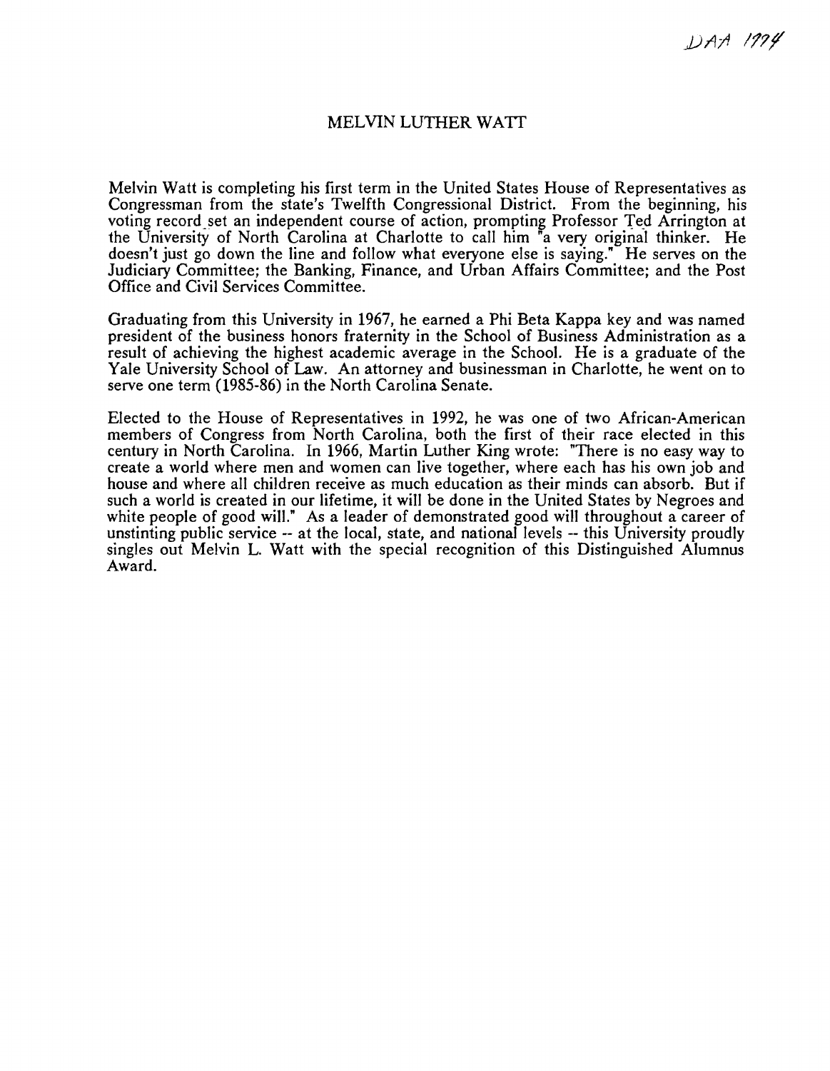DAA 1994

# MELVIN LUTHER WATT

Melvin Watt is completing his first term in the United States House of Representatives as Congressman from the state's Twelfth Congressional District. From the beginning, his voting record set an independent course of action, prompting Professor Ted Arrington at the University of North Carolina at Charlotte to call him "a very original thinker. He doesn't just go down the line and follow what everyone else is saying." He serves on the Judiciary Committee; the Banking, Finance, and Urban Affairs Committee; and the Post Office and Civil Services Committee.

Graduating from this University in 1967, he earned a Phi Beta Kappa key and was named president of the business honors fraternity in the School of Business Administration as a result of achieving the highest academic average in the School. He is a graduate of the Yale University School of Law. An attorney and businessman in Charlotte, he went on to serve one term (1985-86) in the North Carolina Senate.

Elected to the House of Representatives in 1992, he was one of two African-American members of Congress from North Carolina, both the first of their race elected in this century in North Carolina. In 1966, Martin Luther King wrote: "There is no easy way to create a world where men and women can live together, where each has his own job and house and where all children receive as much education as their minds can absorb. But if such a world is created in our lifetime, it will be done in the United States by Negroes and white people of good will." As a leader of demonstrated good will throughout a career of unstinting public service -- at the local, state, and national levels -- this University proudly singles out Melvin L. Watt with the special recognition of this Distinguished Alumnus Award.